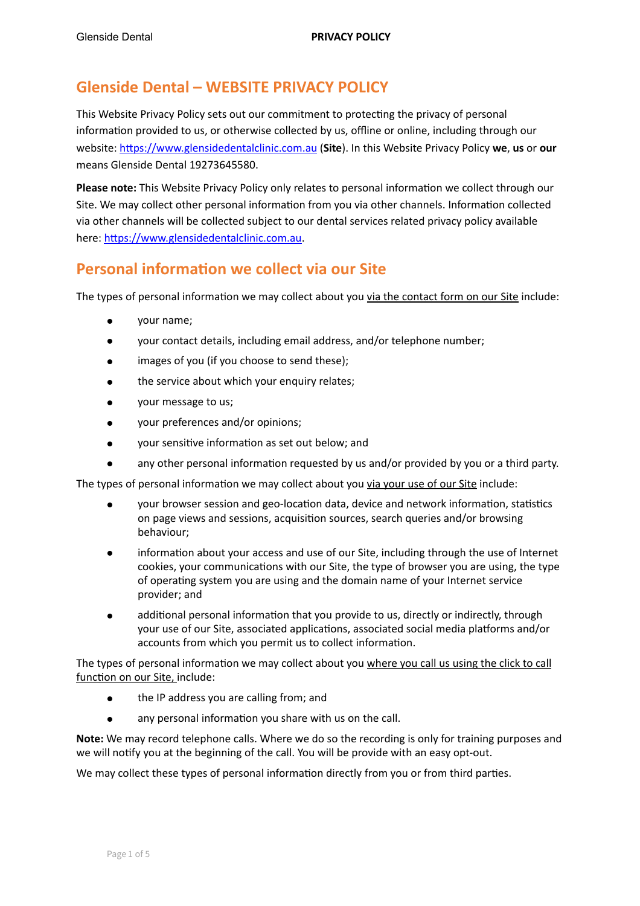# Glenside Dental – WEBSITE PRIVACY POLICY

This Website Privacy Policy sets out our commitment to protecting the privacy of personal information provided to us, or otherwise collected by us, offline or online, including through our website: [https://www.glensidedentalclinic.com.au](https://www.glensidedentalclinic.com.au) (**Site**). In this Website Privacy Policy **we**, **us** or **our** means Glenside Dental 19273645580.

**Please note:** This Website Privacy Policy only relates to personal information we collect through our Site. We may collect other personal information from you via other channels. Information collected via other channels will be collected subject to our dental services related privacy policy available here: [https://www.glensidedentalclinic.com.au](https://www.glensidedentalclinic.com.au).

## Personal information we collect via our Site

The types of personal information we may collect about you via the contact form on our Site include:

- your name;
- your contact details, including email address, and/or telephone number;
- images of you (if you choose to send these);
- the service about which your enquiry relates;
- your message to us;
- your preferences and/or opinions;
- your sensitive information as set out below; and
- any other personal information requested by us and/or provided by you or a third party.

The types of personal information we may collect about you via your use of our Site include:

- your browser session and geo-location data, device and network information, statistics on page views and sessions, acquisition sources, search queries and/or browsing behaviour;
- information about your access and use of our Site, including through the use of Internet cookies, your communications with our Site, the type of browser you are using, the type of operating system you are using and the domain name of your Internet service provider; and
- additional personal information that you provide to us, directly or indirectly, through your use of our Site, associated applications, associated social media platforms and/or accounts from which you permit us to collect information.

The types of personal information we may collect about you where you call us using the click to call function on our Site, include:

- the IP address you are calling from; and
- any personal information you share with us on the call.

**Note:** We may record telephone calls. Where we do so the recording is only for training purposes and we will notify you at the beginning of the call. You will be provide with an easy opt-out.

We may collect these types of personal information directly from you or from third parties.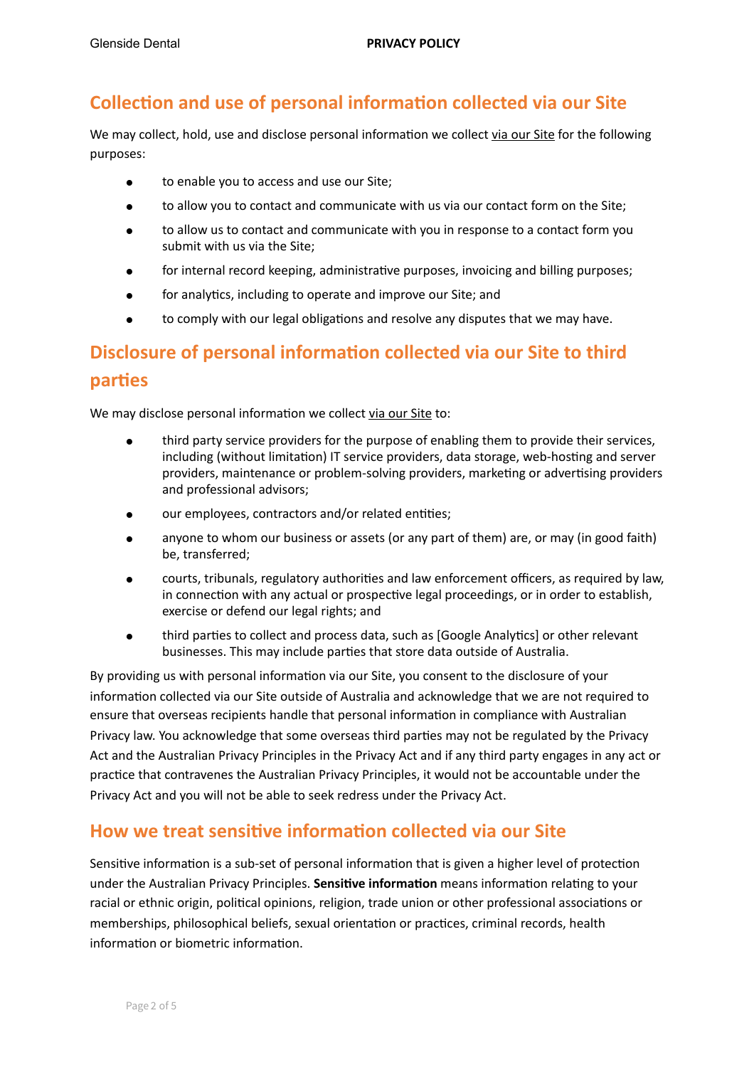## Collection and use of personal information collected via our Site

We may collect, hold, use and disclose personal information we collect via our Site for the following purposes:

- to enable you to access and use our Site;
- to allow you to contact and communicate with us via our contact form on the Site;
- to allow us to contact and communicate with you in response to a contact form you submit with us via the Site;
- for internal record keeping, administrative purposes, invoicing and billing purposes;
- for analytics, including to operate and improve our Site; and
- to comply with our legal obligations and resolve any disputes that we may have.

## Disclosure of personal information collected via our Site to third parties

We may disclose personal information we collect via our Site to:

- third party service providers for the purpose of enabling them to provide their services, including (without limitation) IT service providers, data storage, web-hosting and server providers, maintenance or problem-solving providers, marketing or advertising providers and professional advisors;
- our employees, contractors and/or related entities;
- anyone to whom our business or assets (or any part of them) are, or may (in good faith) be, transferred;
- courts, tribunals, regulatory authorities and law enforcement officers, as required by law, in connection with any actual or prospective legal proceedings, or in order to establish, exercise or defend our legal rights; and
- third parties to collect and process data, such as [Google Analytics] or other relevant businesses. This may include parties that store data outside of Australia.

By providing us with personal information via our Site, you consent to the disclosure of your information collected via our Site outside of Australia and acknowledge that we are not required to ensure that overseas recipients handle that personal information in compliance with Australian Privacy law. You acknowledge that some overseas third parties may not be regulated by the Privacy Act and the Australian Privacy Principles in the Privacy Act and if any third party engages in any act or practice that contravenes the Australian Privacy Principles, it would not be accountable under the Privacy Act and you will not be able to seek redress under the Privacy Act.

## How we treat sensitive information collected via our Site

Sensitive information is a sub-set of personal information that is given a higher level of protection under the Australian Privacy Principles. **Sensitive information** means information relating to your racial or ethnic origin, political opinions, religion, trade union or other professional associations or memberships, philosophical beliefs, sexual orientation or practices, criminal records, health information or biometric information.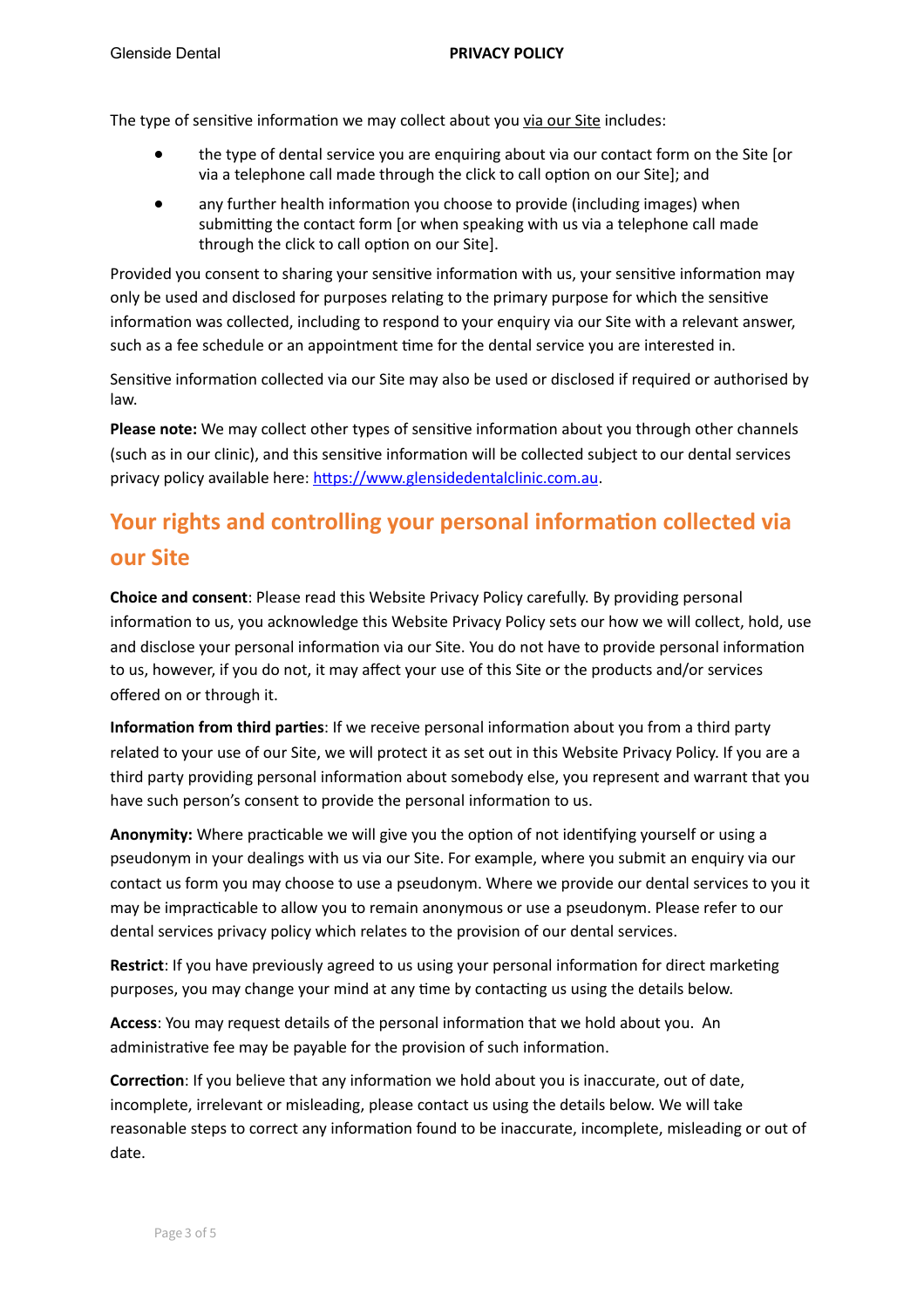The type of sensitive information we may collect about you via our Site includes:

- the type of dental service you are enquiring about via our contact form on the Site [or via a telephone call made through the click to call option on our Site]; and
- any further health information you choose to provide (including images) when submitting the contact form [or when speaking with us via a telephone call made through the click to call option on our Site].

Provided you consent to sharing your sensitive information with us, your sensitive information may only be used and disclosed for purposes relating to the primary purpose for which the sensitive information was collected, including to respond to your enquiry via our Site with a relevant answer, such as a fee schedule or an appointment time for the dental service you are interested in.

Sensitive information collected via our Site may also be used or disclosed if required or authorised by law.

**Please note:** We may collect other types of sensitive information about you through other channels (such as in our clinic), and this sensitive information will be collected subject to our dental services privacy policy available here: [https://www.glensidedentalclinic.com.au](https://www.glensidedentalclinic.com.au).

## Your rights and controlling your personal information collected via our Site

**Choice and consent**: Please read this Website Privacy Policy carefully. By providing personal information to us, you acknowledge this Website Privacy Policy sets our how we will collect, hold, use and disclose your personal information via our Site. You do not have to provide personal information to us, however, if you do not, it may affect your use of this Site or the products and/or services offered on or through it.

**Information from third parties**: If we receive personal information about you from a third party related to your use of our Site, we will protect it as set out in this Website Privacy Policy. If you are a third party providing personal information about somebody else, you represent and warrant that you have such person's consent to provide the personal information to us.

**Anonymity:** Where practicable we will give you the option of not identifying yourself or using a pseudonym in your dealings with us via our Site. For example, where you submit an enquiry via our contact us form you may choose to use a pseudonym. Where we provide our dental services to you it may be impracticable to allow you to remain anonymous or use a pseudonym. Please refer to our dental services privacy policy which relates to the provision of our dental services.

**Restrict**: If you have previously agreed to us using your personal information for direct marketing purposes, you may change your mind at any time by contacting us using the details below.

**Access**: You may request details of the personal information that we hold about you. An administrative fee may be payable for the provision of such information.

**Correction**: If you believe that any information we hold about you is inaccurate, out of date, incomplete, irrelevant or misleading, please contact us using the details below. We will take reasonable steps to correct any information found to be inaccurate, incomplete, misleading or out of date.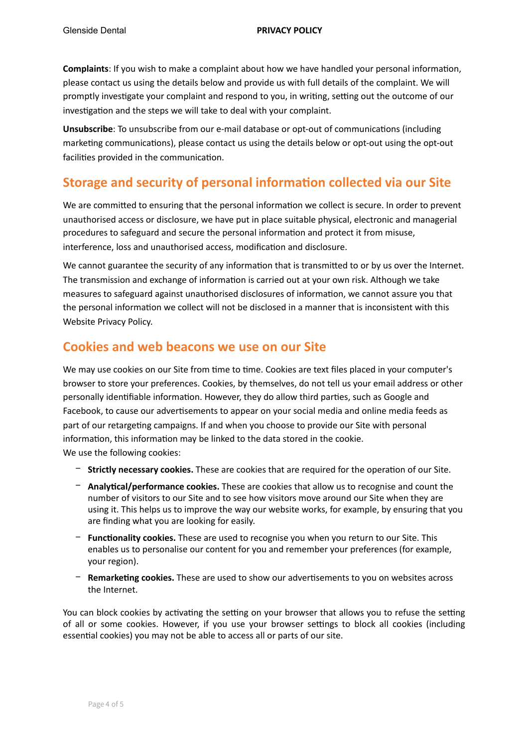**Complaints**: If you wish to make a complaint about how we have handled your personal information, please contact us using the details below and provide us with full details of the complaint. We will promptly investigate your complaint and respond to you, in writing, setting out the outcome of our investigation and the steps we will take to deal with your complaint.

**Unsubscribe**: To unsubscribe from our e-mail database or opt-out of communications (including marketing communications), please contact us using the details below or opt-out using the opt-out facilities provided in the communication.

## Storage and security of personal information collected via our Site

We are committed to ensuring that the personal information we collect is secure. In order to prevent unauthorised access or disclosure, we have put in place suitable physical, electronic and managerial procedures to safeguard and secure the personal information and protect it from misuse, interference, loss and unauthorised access, modification and disclosure.

We cannot guarantee the security of any information that is transmitted to or by us over the Internet. The transmission and exchange of information is carried out at your own risk. Although we take measures to safeguard against unauthorised disclosures of information, we cannot assure you that the personal information we collect will not be disclosed in a manner that is inconsistent with this Website Privacy Policy.

## Cookies and web beacons we use on our Site

We may use cookies on our Site from time to time. Cookies are text files placed in your computer's browser to store your preferences. Cookies, by themselves, do not tell us your email address or other personally identifiable information. However, they do allow third parties, such as Google and Facebook, to cause our advertisements to appear on your social media and online media feeds as part of our retargeting campaigns. If and when you choose to provide our Site with personal information, this information may be linked to the data stored in the cookie.
We use the following cookies:

- **Strictly necessary cookies.** These are cookies that are required for the operation of our Site.
- **Analytical/performance cookies.** These are cookies that allow us to recognise and count the number of visitors to our Site and to see how visitors move around our Site when they are using it. This helps us to improve the way our website works, for example, by ensuring that you are finding what you are looking for easily.
- **Functionality cookies.** These are used to recognise you when you return to our Site. This enables us to personalise our content for you and remember your preferences (for example, your region).
- **Remarketing cookies.** These are used to show our advertisements to you on websites across the Internet.

You can block cookies by activating the setting on your browser that allows you to refuse the setting of all or some cookies. However, if you use your browser settings to block all cookies (including essential cookies) you may not be able to access all or parts of our site.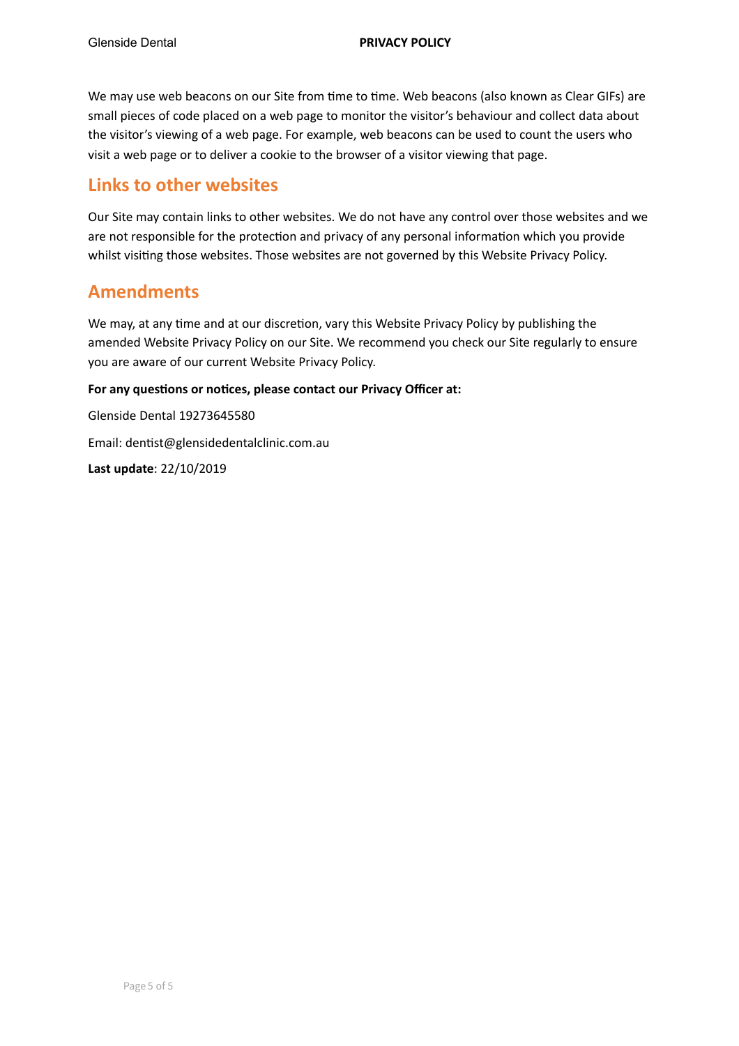We may use web beacons on our Site from time to time. Web beacons (also known as Clear GIFs) are small pieces of code placed on a web page to monitor the visitor's behaviour and collect data about the visitor's viewing of a web page. For example, web beacons can be used to count the users who visit a web page or to deliver a cookie to the browser of a visitor viewing that page.

## Links to other websites

Our Site may contain links to other websites. We do not have any control over those websites and we are not responsible for the protection and privacy of any personal information which you provide whilst visiting those websites. Those websites are not governed by this Website Privacy Policy.

## Amendments

We may, at any time and at our discretion, vary this Website Privacy Policy by publishing the amended Website Privacy Policy on our Site. We recommend you check our Site regularly to ensure you are aware of our current Website Privacy Policy.

**For any questions or notices, please contact our Privacy Officer at:**

Glenside Dental 19273645580

Email: dentist@glensidedentalclinic.com.au

**Last update**: 22/10/2019